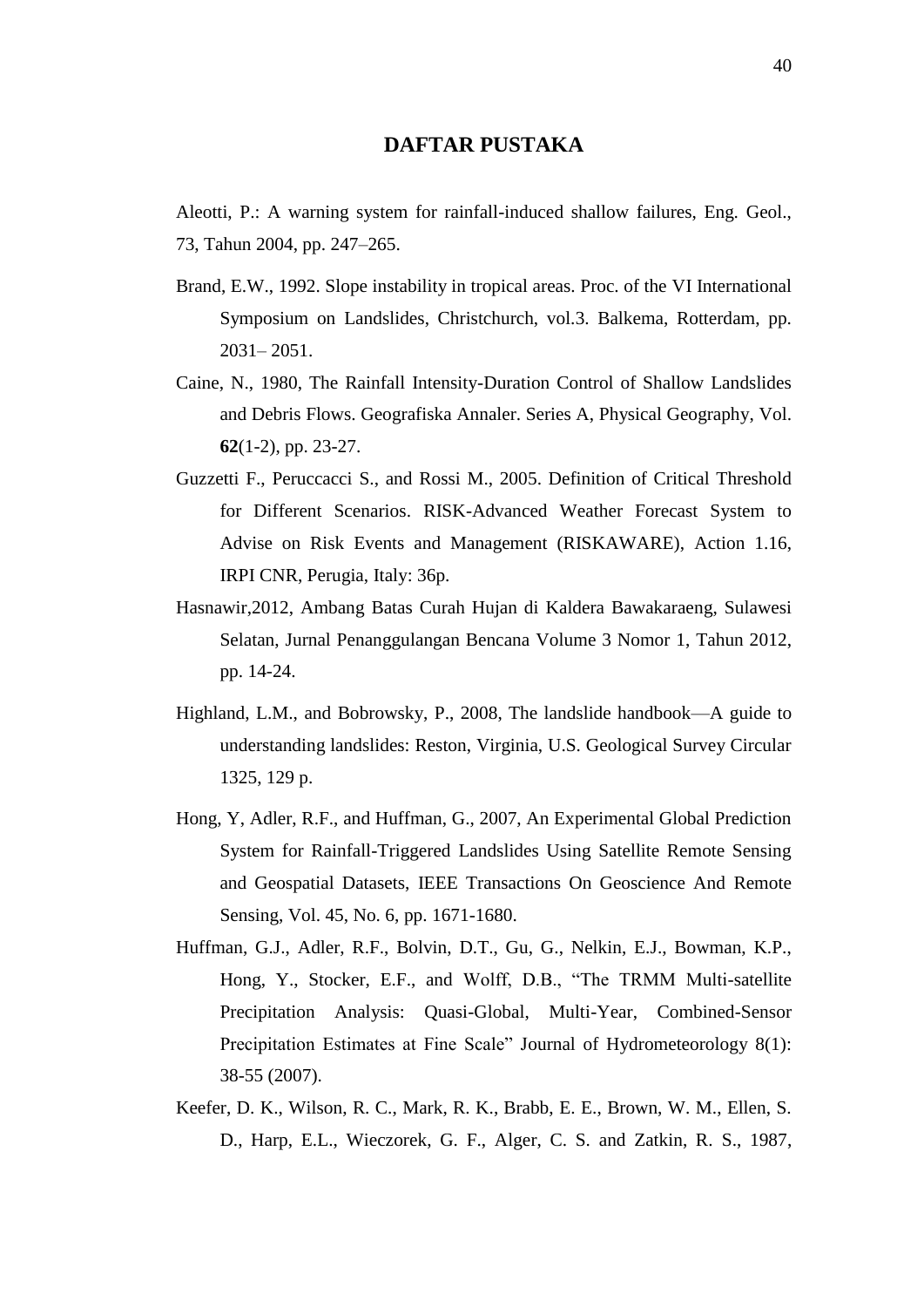# DAFTAR PUSTAKA

Aleotti, P.: A warning system for rainfall-induced shallow failures, Eng. Geol., 73, Tahun 2004, pp. 247–265.

Brand, E.W., 1992. Slope instability in tropical areas. Proc. of the VI International Symposium on Landslides, Christchurch, vol.3. Balkema, Rotterdam, pp. 2031– 2051.

Caine, N., 1980, The Rainfall Intensity-Duration Control of Shallow Landslides and Debris Flows. Geografiska Annaler. Series A, Physical Geography, Vol. **62**(1-2), pp. 23-27.

Guzzetti F., Peruccacci S., and Rossi M., 2005. Definition of Critical Threshold for Different Scenarios. RISK-Advanced Weather Forecast System to Advise on Risk Events and Management (RISKAWARE), Action 1.16, IRPI CNR, Perugia, Italy: 36p.

Hasnawir,2012, Ambang Batas Curah Hujan di Kaldera Bawakaraeng, Sulawesi Selatan, Jurnal Penanggulangan Bencana Volume 3 Nomor 1, Tahun 2012, pp. 14-24.

Highland, L.M., and Bobrowsky, P., 2008, The landslide handbook—A guide to understanding landslides: Reston, Virginia, U.S. Geological Survey Circular 1325, 129 p.

Hong, Y, Adler, R.F., and Huffman, G., 2007, An Experimental Global Prediction System for Rainfall-Triggered Landslides Using Satellite Remote Sensing and Geospatial Datasets, IEEE Transactions On Geoscience And Remote Sensing, Vol. 45, No. 6, pp. 1671-1680.

Huffman, G.J., Adler, R.F., Bolvin, D.T., Gu, G., Nelkin, E.J., Bowman, K.P., Hong, Y., Stocker, E.F., and Wolff, D.B., "The TRMM Multi-satellite Precipitation Analysis: Quasi-Global, Multi-Year, Combined-Sensor Precipitation Estimates at Fine Scale" Journal of Hydrometeorology 8(1): 38-55 (2007).

Keefer, D. K., Wilson, R. C., Mark, R. K., Brabb, E. E., Brown, W. M., Ellen, S. D., Harp, E.L., Wieczorek, G. F., Alger, C. S. and Zatkin, R. S., 1987,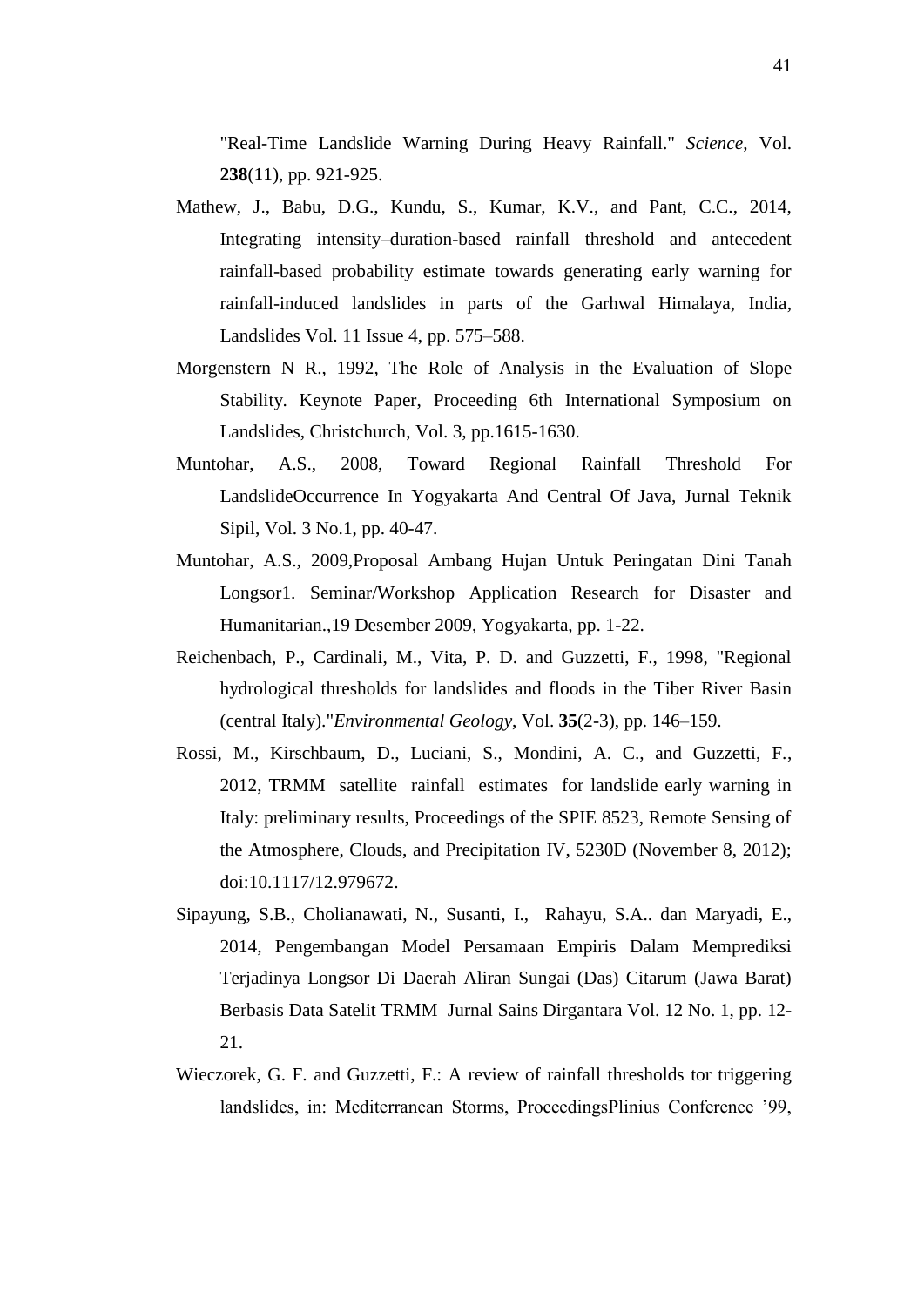"Real-Time Landslide Warning During Heavy Rainfall." *Science*, Vol. **238**(11), pp. 921-925.

Mathew, J., Babu, D.G., Kundu, S., Kumar, K.V., and Pant, C.C., 2014, Integrating intensity–duration-based rainfall threshold and antecedent rainfall-based probability estimate towards generating early warning for rainfall-induced landslides in parts of the Garhwal Himalaya, India, Landslides Vol. 11 Issue 4, pp. 575–588.

Morgenstern N R., 1992, The Role of Analysis in the Evaluation of Slope Stability. Keynote Paper, Proceeding 6th International Symposium on Landslides, Christchurch, Vol. 3, pp.1615-1630.

Muntohar, A.S., 2008, Toward Regional Rainfall Threshold For LandslideOccurrence In Yogyakarta And Central Of Java, Jurnal Teknik Sipil, Vol. 3 No.1, pp. 40-47.

Muntohar, A.S., 2009,Proposal Ambang Hujan Untuk Peringatan Dini Tanah Longsor1. Seminar/Workshop Application Research for Disaster and Humanitarian.,19 Desember 2009, Yogyakarta, pp. 1-22.

Reichenbach, P., Cardinali, M., Vita, P. D. and Guzzetti, F., 1998, "Regional hydrological thresholds for landslides and floods in the Tiber River Basin (central Italy)."*Environmental Geology*, Vol. **35**(2-3), pp. 146–159.

Rossi, M., Kirschbaum, D., Luciani, S., Mondini, A. C., and Guzzetti, F., 2012, TRMM satellite rainfall estimates for landslide early warning in Italy: preliminary results, Proceedings of the SPIE 8523, Remote Sensing of the Atmosphere, Clouds, and Precipitation IV, 5230D (November 8, 2012); doi:10.1117/12.979672.

Sipayung, S.B., Cholianawati, N., Susanti, I., Rahayu, S.A.. dan Maryadi, E., 2014, Pengembangan Model Persamaan Empiris Dalam Memprediksi Terjadinya Longsor Di Daerah Aliran Sungai (Das) Citarum (Jawa Barat) Berbasis Data Satelit TRMM Jurnal Sains Dirgantara Vol. 12 No. 1, pp. 12-21.

Wieczorek, G. F. and Guzzetti, F.: A review of rainfall thresholds tor triggering landslides, in: Mediterranean Storms, ProceedingsPlinius Conference '99,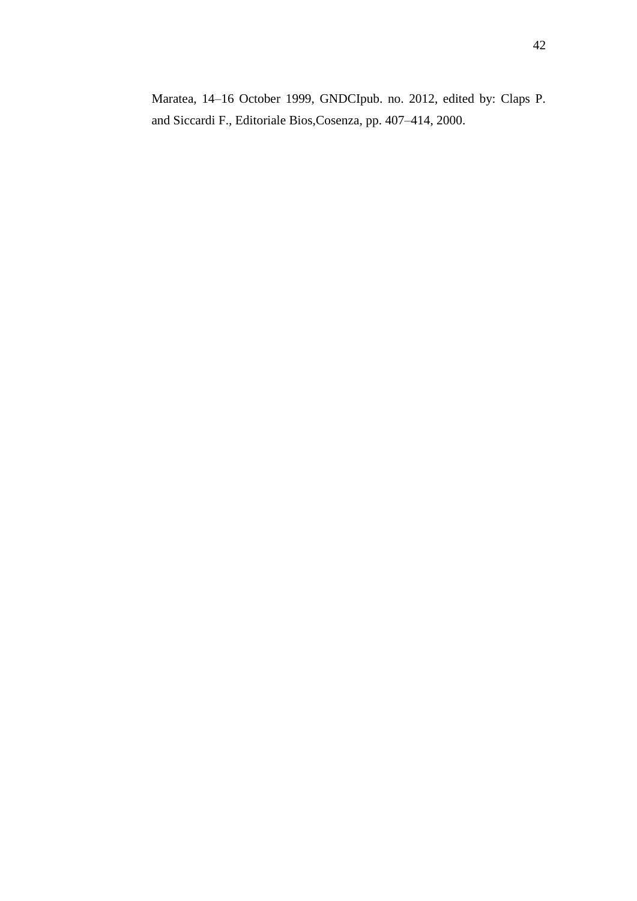Maratea, 14–16 October 1999, GNDCIpub. no. 2012, edited by: Claps P. and Siccardi F., Editoriale Bios,Cosenza, pp. 407–414, 2000.